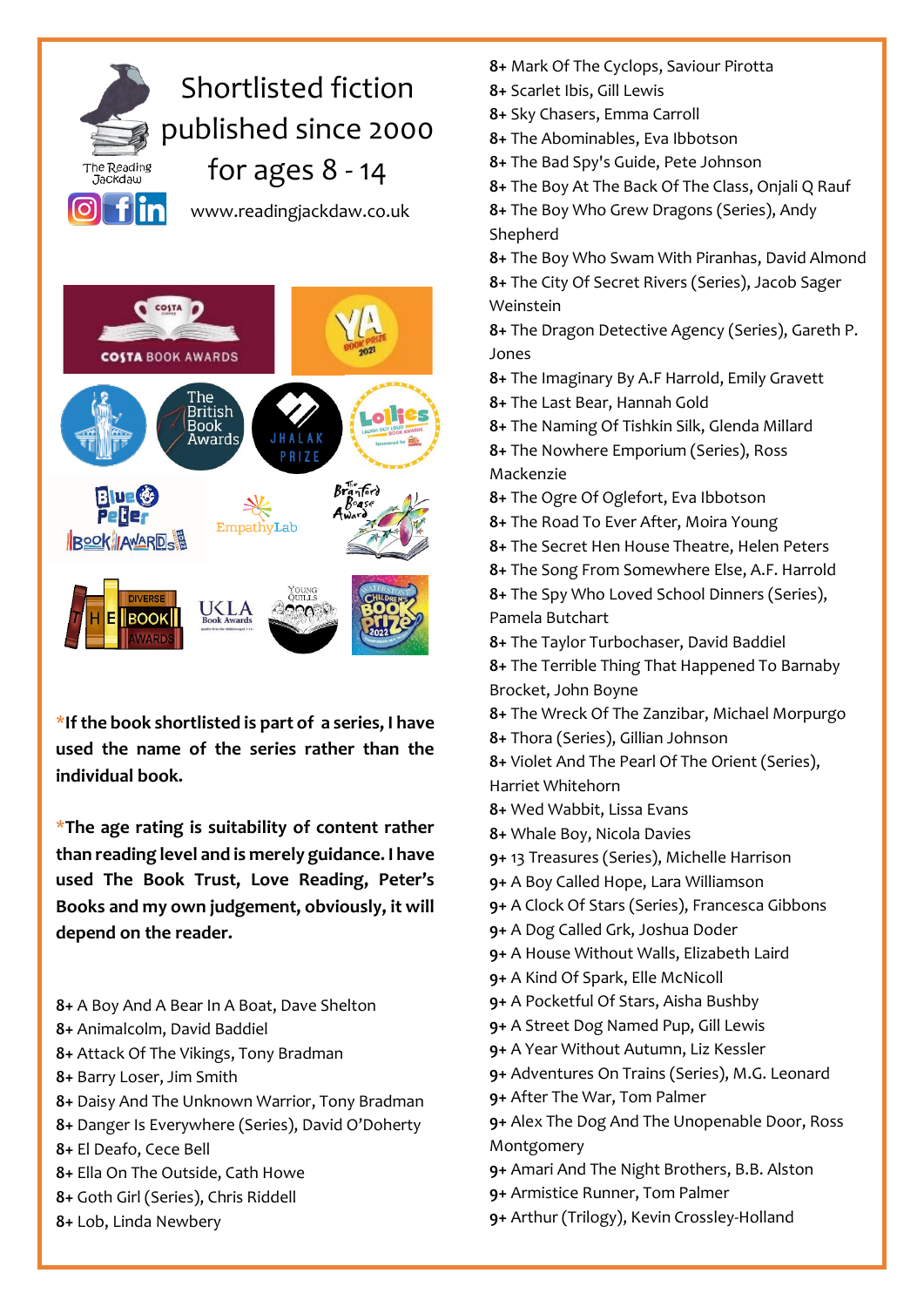# Shortlisted fiction published since 2000 for ages 8 - 14

The Reading Jackdaw

www.readingjackdaw.co.uk

***If the book shortlisted is part of a series, I have used the name of the series rather than the individual book.**

***The age rating is suitability of content rather than reading level and is merely guidance. I have used The Book Trust, Love Reading, Peter's Books and my own judgement, obviously, it will depend on the reader.**

**8+** A Boy And A Bear In A Boat, Dave Shelton
**8+** Animalcolm, David Baddiel
**8+** Attack Of The Vikings, Tony Bradman
**8+** Barry Loser, Jim Smith
**8+** Daisy And The Unknown Warrior, Tony Bradman
**8+** Danger Is Everywhere (Series), David O'Doherty
**8+** El Deafo, Cece Bell
**8+** Ella On The Outside, Cath Howe
**8+** Goth Girl (Series), Chris Riddell
**8+** Lob, Linda Newbery
**8+** Mark Of The Cyclops, Saviour Pirotta
**8+** Scarlet Ibis, Gill Lewis
**8+** Sky Chasers, Emma Carroll
**8+** The Abominables, Eva Ibbotson
**8+** The Bad Spy's Guide, Pete Johnson
**8+** The Boy At The Back Of The Class, Onjali Q Rauf
**8+** The Boy Who Grew Dragons (Series), Andy Shepherd
**8+** The Boy Who Swam With Piranhas, David Almond
**8+** The City Of Secret Rivers (Series), Jacob Sager Weinstein
**8+** The Dragon Detective Agency (Series), Gareth P. Jones
**8+** The Imaginary By A.F Harrold, Emily Gravett
**8+** The Last Bear, Hannah Gold
**8+** The Naming Of Tishkin Silk, Glenda Millard
**8+** The Nowhere Emporium (Series), Ross Mackenzie
**8+** The Ogre Of Oglefort, Eva Ibbotson
**8+** The Road To Ever After, Moira Young
**8+** The Secret Hen House Theatre, Helen Peters
**8+** The Song From Somewhere Else, A.F. Harrold
**8+** The Spy Who Loved School Dinners (Series), Pamela Butchart
**8+** The Taylor Turbochaser, David Baddiel
**8+** The Terrible Thing That Happened To Barnaby Brocket, John Boyne
**8+** The Wreck Of The Zanzibar, Michael Morpurgo
**8+** Thora (Series), Gillian Johnson
**8+** Violet And The Pearl Of The Orient (Series), Harriet Whitehorn
**8+** Wed Wabbit, Lissa Evans
**8+** Whale Boy, Nicola Davies
**9+** 13 Treasures (Series), Michelle Harrison
**9+** A Boy Called Hope, Lara Williamson
**9+** A Clock Of Stars (Series), Francesca Gibbons
**9+** A Dog Called Grk, Joshua Doder
**9+** A House Without Walls, Elizabeth Laird
**9+** A Kind Of Spark, Elle McNicoll
**9+** A Pocketful Of Stars, Aisha Bushby
**9+** A Street Dog Named Pup, Gill Lewis
**9+** A Year Without Autumn, Liz Kessler
**9+** Adventures On Trains (Series), M.G. Leonard
**9+** After The War, Tom Palmer
**9+** Alex The Dog And The Unopenable Door, Ross Montgomery
**9+** Amari And The Night Brothers, B.B. Alston
**9+** Armistice Runner, Tom Palmer
**9+** Arthur (Trilogy), Kevin Crossley-Holland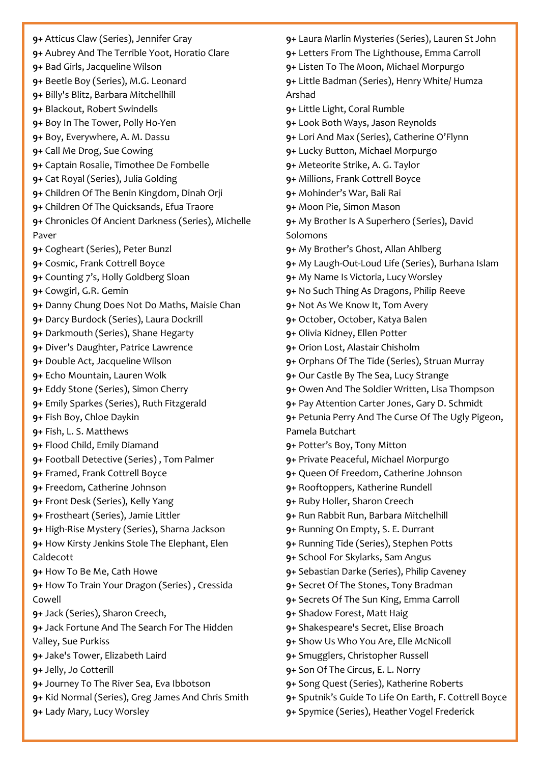**9+** Atticus Claw (Series), Jennifer Gray
**9+** Aubrey And The Terrible Yoot, Horatio Clare
**9+** Bad Girls, Jacqueline Wilson
**9+** Beetle Boy (Series), M.G. Leonard
**9+** Billy's Blitz, Barbara Mitchellhill
**9+** Blackout, Robert Swindells
**9+** Boy In The Tower, Polly Ho-Yen
**9+** Boy, Everywhere, A. M. Dassu
**9+** Call Me Drog, Sue Cowing
**9+** Captain Rosalie, Timothee De Fombelle
**9+** Cat Royal (Series), Julia Golding
**9+** Children Of The Benin Kingdom, Dinah Orji
**9+** Children Of The Quicksands, Efua Traore
**9+** Chronicles Of Ancient Darkness (Series), Michelle Paver
**9+** Cogheart (Series), Peter Bunzl
**9+** Cosmic, Frank Cottrell Boyce
**9+** Counting 7's, Holly Goldberg Sloan
**9+** Cowgirl, G.R. Gemin
**9+** Danny Chung Does Not Do Maths, Maisie Chan
**9+** Darcy Burdock (Series), Laura Dockrill
**9+** Darkmouth (Series), Shane Hegarty
**9+** Diver's Daughter, Patrice Lawrence
**9+** Double Act, Jacqueline Wilson
**9+** Echo Mountain, Lauren Wolk
**9+** Eddy Stone (Series), Simon Cherry
**9+** Emily Sparkes (Series), Ruth Fitzgerald
**9+** Fish Boy, Chloe Daykin
**9+** Fish, L. S. Matthews
**9+** Flood Child, Emily Diamand
**9+** Football Detective (Series) , Tom Palmer
**9+** Framed, Frank Cottrell Boyce
**9+** Freedom, Catherine Johnson
**9+** Front Desk (Series), Kelly Yang
**9+** Frostheart (Series), Jamie Littler
**9+** High-Rise Mystery (Series), Sharna Jackson
**9+** How Kirsty Jenkins Stole The Elephant, Elen Caldecott
**9+** How To Be Me, Cath Howe
**9+** How To Train Your Dragon (Series) , Cressida Cowell
**9+** Jack (Series), Sharon Creech,
**9+** Jack Fortune And The Search For The Hidden Valley, Sue Purkiss
**9+** Jake's Tower, Elizabeth Laird
**9+** Jelly, Jo Cotterill
**9+** Journey To The River Sea, Eva Ibbotson
**9+** Kid Normal (Series), Greg James And Chris Smith
**9+** Lady Mary, Lucy Worsley
**9+** Laura Marlin Mysteries (Series), Lauren St John
**9+** Letters From The Lighthouse, Emma Carroll
**9+** Listen To The Moon, Michael Morpurgo
**9+** Little Badman (Series), Henry White/ Humza Arshad
**9+** Little Light, Coral Rumble
**9+** Look Both Ways, Jason Reynolds
**9+** Lori And Max (Series), Catherine O'Flynn
**9+** Lucky Button, Michael Morpurgo
**9+** Meteorite Strike, A. G. Taylor
**9+** Millions, Frank Cottrell Boyce
**9+** Mohinder's War, Bali Rai
**9+** Moon Pie, Simon Mason
**9+** My Brother Is A Superhero (Series), David Solomons
**9+** My Brother's Ghost, Allan Ahlberg
**9+** My Laugh-Out-Loud Life (Series), Burhana Islam
**9+** My Name Is Victoria, Lucy Worsley
**9+** No Such Thing As Dragons, Philip Reeve
**9+** Not As We Know It, Tom Avery
**9+** October, October, Katya Balen
**9+** Olivia Kidney, Ellen Potter
**9+** Orion Lost, Alastair Chisholm
**9+** Orphans Of The Tide (Series), Struan Murray
**9+** Our Castle By The Sea, Lucy Strange
**9+** Owen And The Soldier Written, Lisa Thompson
**9+** Pay Attention Carter Jones, Gary D. Schmidt
**9+** Petunia Perry And The Curse Of The Ugly Pigeon, Pamela Butchart
**9+** Potter's Boy, Tony Mitton
**9+** Private Peaceful, Michael Morpurgo
**9+** Queen Of Freedom, Catherine Johnson
**9+** Rooftoppers, Katherine Rundell
**9+** Ruby Holler, Sharon Creech
**9+** Run Rabbit Run, Barbara Mitchelhill
**9+** Running On Empty, S. E. Durrant
**9+** Running Tide (Series), Stephen Potts
**9+** School For Skylarks, Sam Angus
**9+** Sebastian Darke (Series), Philip Caveney
**9+** Secret Of The Stones, Tony Bradman
**9+** Secrets Of The Sun King, Emma Carroll
**9+** Shadow Forest, Matt Haig
**9+** Shakespeare's Secret, Elise Broach
**9+** Show Us Who You Are, Elle McNicoll
**9+** Smugglers, Christopher Russell
**9+** Son Of The Circus, E. L. Norry
**9+** Song Quest (Series), Katherine Roberts
**9+** Sputnik's Guide To Life On Earth, F. Cottrell Boyce
**9+** Spymice (Series), Heather Vogel Frederick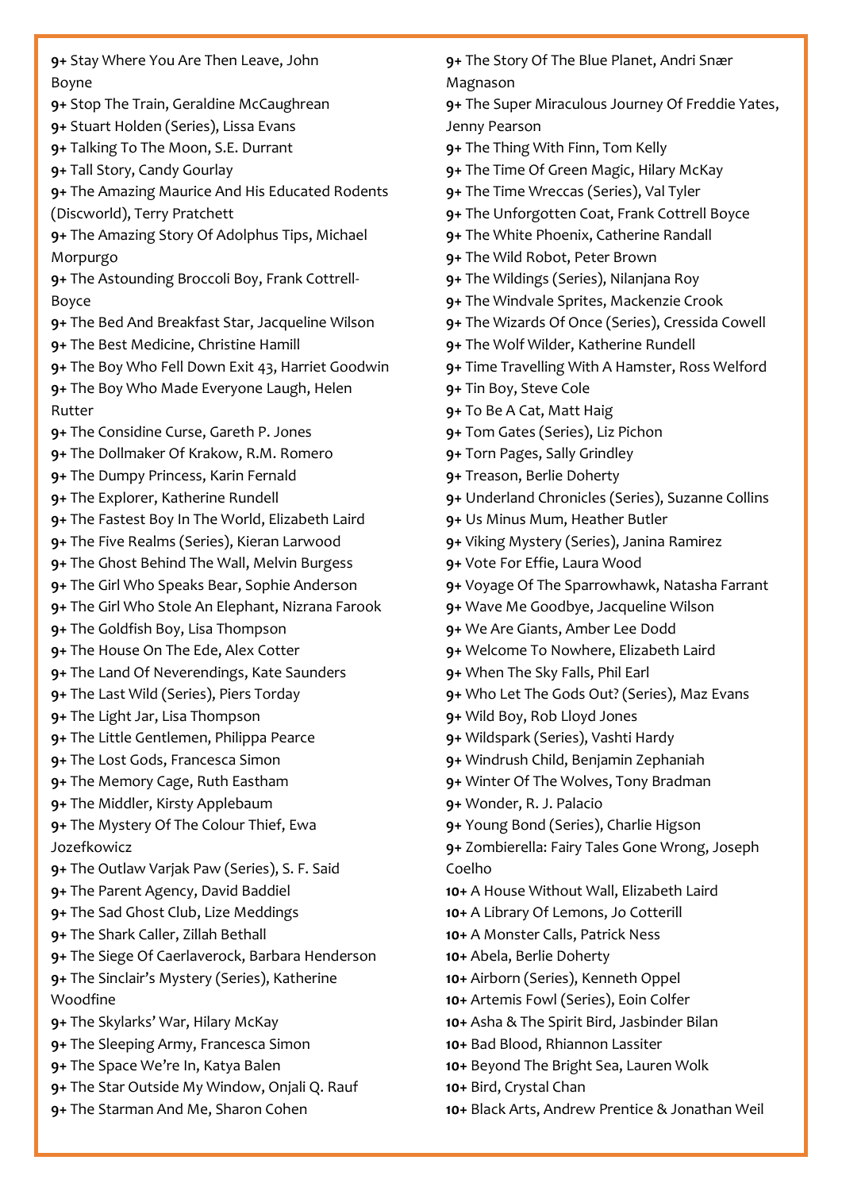**9+** Stay Where You Are Then Leave, John Boyne
**9+** Stop The Train, Geraldine McCaughrean
**9+** Stuart Holden (Series), Lissa Evans
**9+** Talking To The Moon, S.E. Durrant
**9+** Tall Story, Candy Gourlay
**9+** The Amazing Maurice And His Educated Rodents (Discworld), Terry Pratchett
**9+** The Amazing Story Of Adolphus Tips, Michael Morpurgo
**9+** The Astounding Broccoli Boy, Frank Cottrell-Boyce
**9+** The Bed And Breakfast Star, Jacqueline Wilson
**9+** The Best Medicine, Christine Hamill
**9+** The Boy Who Fell Down Exit 43, Harriet Goodwin
**9+** The Boy Who Made Everyone Laugh, Helen Rutter
**9+** The Considine Curse, Gareth P. Jones
**9+** The Dollmaker Of Krakow, R.M. Romero
**9+** The Dumpy Princess, Karin Fernald
**9+** The Explorer, Katherine Rundell
**9+** The Fastest Boy In The World, Elizabeth Laird
**9+** The Five Realms (Series), Kieran Larwood
**9+** The Ghost Behind The Wall, Melvin Burgess
**9+** The Girl Who Speaks Bear, Sophie Anderson
**9+** The Girl Who Stole An Elephant, Nizrana Farook
**9+** The Goldfish Boy, Lisa Thompson
**9+** The House On The Ede, Alex Cotter
**9+** The Land Of Neverendings, Kate Saunders
**9+** The Last Wild (Series), Piers Torday
**9+** The Light Jar, Lisa Thompson
**9+** The Little Gentlemen, Philippa Pearce
**9+** The Lost Gods, Francesca Simon
**9+** The Memory Cage, Ruth Eastham
**9+** The Middler, Kirsty Applebaum
**9+** The Mystery Of The Colour Thief, Ewa Jozefkowicz
**9+** The Outlaw Varjak Paw (Series), S. F. Said
**9+** The Parent Agency, David Baddiel
**9+** The Sad Ghost Club, Lize Meddings
**9+** The Shark Caller, Zillah Bethall
**9+** The Siege Of Caerlaverock, Barbara Henderson
**9+** The Sinclair's Mystery (Series), Katherine Woodfine
**9+** The Skylarks' War, Hilary McKay
**9+** The Sleeping Army, Francesca Simon
**9+** The Space We're In, Katya Balen
**9+** The Star Outside My Window, Onjali Q. Rauf
**9+** The Starman And Me, Sharon Cohen
**9+** The Story Of The Blue Planet, Andri Snær Magnason
**9+** The Super Miraculous Journey Of Freddie Yates, Jenny Pearson
**9+** The Thing With Finn, Tom Kelly
**9+** The Time Of Green Magic, Hilary McKay
**9+** The Time Wreccas (Series), Val Tyler
**9+** The Unforgotten Coat, Frank Cottrell Boyce
**9+** The White Phoenix, Catherine Randall
**9+** The Wild Robot, Peter Brown
**9+** The Wildings (Series), Nilanjana Roy
**9+** The Windvale Sprites, Mackenzie Crook
**9+** The Wizards Of Once (Series), Cressida Cowell
**9+** The Wolf Wilder, Katherine Rundell
**9+** Time Travelling With A Hamster, Ross Welford
**9+** Tin Boy, Steve Cole
**9+** To Be A Cat, Matt Haig
**9+** Tom Gates (Series), Liz Pichon
**9+** Torn Pages, Sally Grindley
**9+** Treason, Berlie Doherty
**9+** Underland Chronicles (Series), Suzanne Collins
**9+** Us Minus Mum, Heather Butler
**9+** Viking Mystery (Series), Janina Ramirez
**9+** Vote For Effie, Laura Wood
**9+** Voyage Of The Sparrowhawk, Natasha Farrant
**9+** Wave Me Goodbye, Jacqueline Wilson
**9+** We Are Giants, Amber Lee Dodd
**9+** Welcome To Nowhere, Elizabeth Laird
**9+** When The Sky Falls, Phil Earl
**9+** Who Let The Gods Out? (Series), Maz Evans
**9+** Wild Boy, Rob Lloyd Jones
**9+** Wildspark (Series), Vashti Hardy
**9+** Windrush Child, Benjamin Zephaniah
**9+** Winter Of The Wolves, Tony Bradman
**9+** Wonder, R. J. Palacio
**9+** Young Bond (Series), Charlie Higson
**9+** Zombierella: Fairy Tales Gone Wrong, Joseph Coelho
**10+** A House Without Wall, Elizabeth Laird
**10+** A Library Of Lemons, Jo Cotterill
**10+** A Monster Calls, Patrick Ness
**10+** Abela, Berlie Doherty
**10+** Airborn (Series), Kenneth Oppel
**10+** Artemis Fowl (Series), Eoin Colfer
**10+** Asha & The Spirit Bird, Jasbinder Bilan
**10+** Bad Blood, Rhiannon Lassiter
**10+** Beyond The Bright Sea, Lauren Wolk
**10+** Bird, Crystal Chan
**10+** Black Arts, Andrew Prentice & Jonathan Weil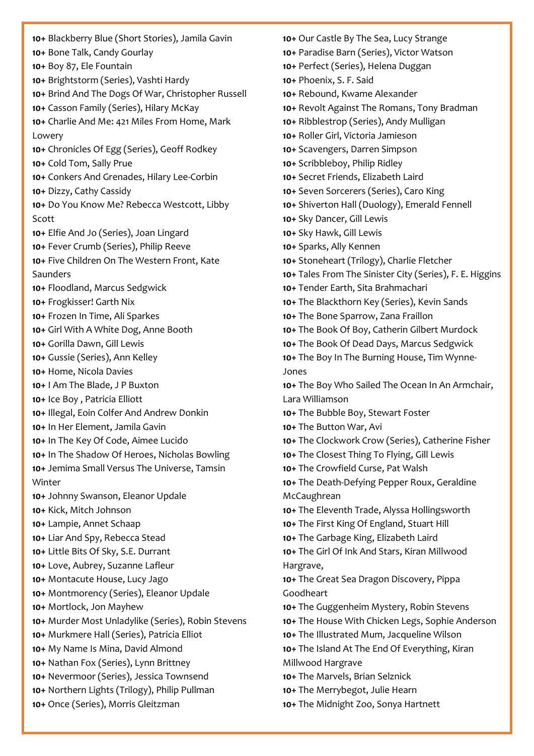**10+** Blackberry Blue (Short Stories), Jamila Gavin
**10+** Bone Talk, Candy Gourlay
**10+** Boy 87, Ele Fountain
**10+** Brightstorm (Series), Vashti Hardy
**10+** Brind And The Dogs Of War, Christopher Russell
**10+** Casson Family (Series), Hilary McKay
**10+** Charlie And Me: 421 Miles From Home, Mark Lowery
**10+** Chronicles Of Egg (Series), Geoff Rodkey
**10+** Cold Tom, Sally Prue
**10+** Conkers And Grenades, Hilary Lee-Corbin
**10+** Dizzy, Cathy Cassidy
**10+** Do You Know Me? Rebecca Westcott, Libby Scott
**10+** Elfie And Jo (Series), Joan Lingard
**10+** Fever Crumb (Series), Philip Reeve
**10+** Five Children On The Western Front, Kate Saunders
**10+** Floodland, Marcus Sedgwick
**10+** Frogkisser! Garth Nix
**10+** Frozen In Time, Ali Sparkes
**10+** Girl With A White Dog, Anne Booth
**10+** Gorilla Dawn, Gill Lewis
**10+** Gussie (Series), Ann Kelley
**10+** Home, Nicola Davies
**10+** I Am The Blade, J P Buxton
**10+** Ice Boy , Patricia Elliott
**10+** Illegal, Eoin Colfer And Andrew Donkin
**10+** In Her Element, Jamila Gavin
**10+** In The Key Of Code, Aimee Lucido
**10+** In The Shadow Of Heroes, Nicholas Bowling
**10+** Jemima Small Versus The Universe, Tamsin Winter
**10+** Johnny Swanson, Eleanor Updale
**10+** Kick, Mitch Johnson
**10+** Lampie, Annet Schaap
**10+** Liar And Spy, Rebecca Stead
**10+** Little Bits Of Sky, S.E. Durrant
**10+** Love, Aubrey, Suzanne Lafleur
**10+** Montacute House, Lucy Jago
**10+** Montmorency (Series), Eleanor Updale
**10+** Mortlock, Jon Mayhew
**10+** Murder Most Unladylike (Series), Robin Stevens
**10+** Murkmere Hall (Series), Patricia Elliot
**10+** My Name Is Mina, David Almond
**10+** Nathan Fox (Series), Lynn Brittney
**10+** Nevermoor (Series), Jessica Townsend
**10+** Northern Lights (Trilogy), Philip Pullman
**10+** Once (Series), Morris Gleitzman
**10+** Our Castle By The Sea, Lucy Strange
**10+** Paradise Barn (Series), Victor Watson
**10+** Perfect (Series), Helena Duggan
**10+** Phoenix, S. F. Said
**10+** Rebound, Kwame Alexander
**10+** Revolt Against The Romans, Tony Bradman
**10+** Ribblestrop (Series), Andy Mulligan
**10+** Roller Girl, Victoria Jamieson
**10+** Scavengers, Darren Simpson
**10+** Scribbleboy, Philip Ridley
**10+** Secret Friends, Elizabeth Laird
**10+** Seven Sorcerers (Series), Caro King
**10+** Shiverton Hall (Duology), Emerald Fennell
**10+** Sky Dancer, Gill Lewis
**10+** Sky Hawk, Gill Lewis
**10+** Sparks, Ally Kennen
**10+** Stoneheart (Trilogy), Charlie Fletcher
**10+** Tales From The Sinister City (Series), F. E. Higgins
**10+** Tender Earth, Sita Brahmachari
**10+** The Blackthorn Key (Series), Kevin Sands
**10+** The Bone Sparrow, Zana Fraillon
**10+** The Book Of Boy, Catherin Gilbert Murdock
**10+** The Book Of Dead Days, Marcus Sedgwick
**10+** The Boy In The Burning House, Tim Wynne-Jones
**10+** The Boy Who Sailed The Ocean In An Armchair, Lara Williamson
**10+** The Bubble Boy, Stewart Foster
**10+** The Button War, Avi
**10+** The Clockwork Crow (Series), Catherine Fisher
**10+** The Closest Thing To Flying, Gill Lewis
**10+** The Crowfield Curse, Pat Walsh
**10+** The Death-Defying Pepper Roux, Geraldine McCaughrean
**10+** The Eleventh Trade, Alyssa Hollingsworth
**10+** The First King Of England, Stuart Hill
**10+** The Garbage King, Elizabeth Laird
**10+** The Girl Of Ink And Stars, Kiran Millwood Hargrave,
**10+** The Great Sea Dragon Discovery, Pippa Goodheart
**10+** The Guggenheim Mystery, Robin Stevens
**10+** The House With Chicken Legs, Sophie Anderson
**10+** The Illustrated Mum, Jacqueline Wilson
**10+** The Island At The End Of Everything, Kiran Millwood Hargrave
**10+** The Marvels, Brian Selznick
**10+** The Merrybegot, Julie Hearn
**10+** The Midnight Zoo, Sonya Hartnett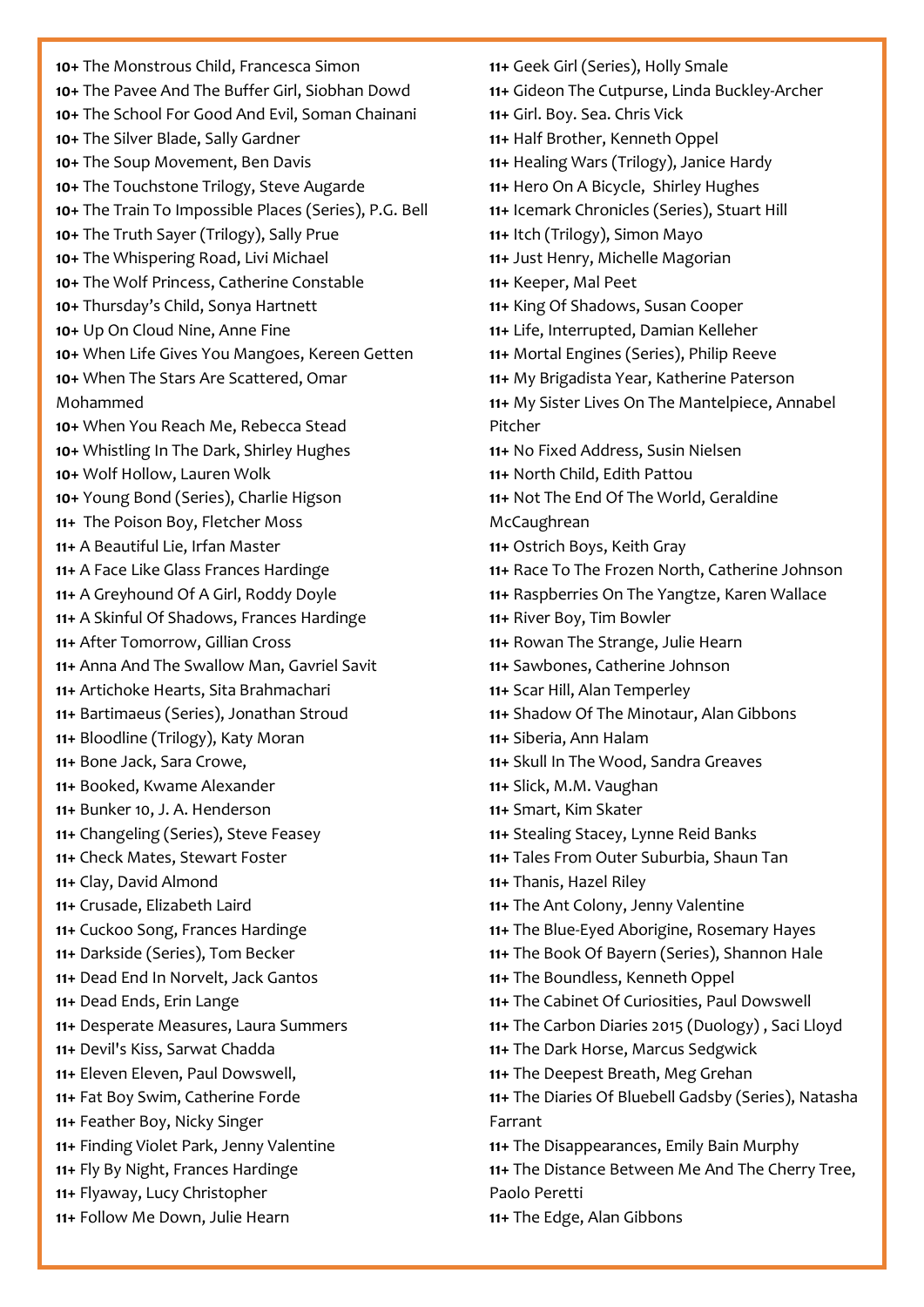**10+** The Monstrous Child, Francesca Simon
**10+** The Pavee And The Buffer Girl, Siobhan Dowd
**10+** The School For Good And Evil, Soman Chainani
**10+** The Silver Blade, Sally Gardner
**10+** The Soup Movement, Ben Davis
**10+** The Touchstone Trilogy, Steve Augarde
**10+** The Train To Impossible Places (Series), P.G. Bell
**10+** The Truth Sayer (Trilogy), Sally Prue
**10+** The Whispering Road, Livi Michael
**10+** The Wolf Princess, Catherine Constable
**10+** Thursday's Child, Sonya Hartnett
**10+** Up On Cloud Nine, Anne Fine
**10+** When Life Gives You Mangoes, Kereen Getten
**10+** When The Stars Are Scattered, Omar Mohammed
**10+** When You Reach Me, Rebecca Stead
**10+** Whistling In The Dark, Shirley Hughes
**10+** Wolf Hollow, Lauren Wolk
**10+** Young Bond (Series), Charlie Higson
**11+** The Poison Boy, Fletcher Moss
**11+** A Beautiful Lie, Irfan Master
**11+** A Face Like Glass Frances Hardinge
**11+** A Greyhound Of A Girl, Roddy Doyle
**11+** A Skinful Of Shadows, Frances Hardinge
**11+** After Tomorrow, Gillian Cross
**11+** Anna And The Swallow Man, Gavriel Savit
**11+** Artichoke Hearts, Sita Brahmachari
**11+** Bartimaeus (Series), Jonathan Stroud
**11+** Bloodline (Trilogy), Katy Moran
**11+** Bone Jack, Sara Crowe,
**11+** Booked, Kwame Alexander
**11+** Bunker 10, J. A. Henderson
**11+** Changeling (Series), Steve Feasey
**11+** Check Mates, Stewart Foster
**11+** Clay, David Almond
**11+** Crusade, Elizabeth Laird
**11+** Cuckoo Song, Frances Hardinge
**11+** Darkside (Series), Tom Becker
**11+** Dead End In Norvelt, Jack Gantos
**11+** Dead Ends, Erin Lange
**11+** Desperate Measures, Laura Summers
**11+** Devil's Kiss, Sarwat Chadda
**11+** Eleven Eleven, Paul Dowswell,
**11+** Fat Boy Swim, Catherine Forde
**11+** Feather Boy, Nicky Singer
**11+** Finding Violet Park, Jenny Valentine
**11+** Fly By Night, Frances Hardinge
**11+** Flyaway, Lucy Christopher
**11+** Follow Me Down, Julie Hearn
**11+** Geek Girl (Series), Holly Smale
**11+** Gideon The Cutpurse, Linda Buckley-Archer
**11+** Girl. Boy. Sea. Chris Vick
**11+** Half Brother, Kenneth Oppel
**11+** Healing Wars (Trilogy), Janice Hardy
**11+** Hero On A Bicycle, Shirley Hughes
**11+** Icemark Chronicles (Series), Stuart Hill
**11+** Itch (Trilogy), Simon Mayo
**11+** Just Henry, Michelle Magorian
**11+** Keeper, Mal Peet
**11+** King Of Shadows, Susan Cooper
**11+** Life, Interrupted, Damian Kelleher
**11+** Mortal Engines (Series), Philip Reeve
**11+** My Brigadista Year, Katherine Paterson
**11+** My Sister Lives On The Mantelpiece, Annabel Pitcher
**11+** No Fixed Address, Susin Nielsen
**11+** North Child, Edith Pattou
**11+** Not The End Of The World, Geraldine McCaughrean
**11+** Ostrich Boys, Keith Gray
**11+** Race To The Frozen North, Catherine Johnson
**11+** Raspberries On The Yangtze, Karen Wallace
**11+** River Boy, Tim Bowler
**11+** Rowan The Strange, Julie Hearn
**11+** Sawbones, Catherine Johnson
**11+** Scar Hill, Alan Temperley
**11+** Shadow Of The Minotaur, Alan Gibbons
**11+** Siberia, Ann Halam
**11+** Skull In The Wood, Sandra Greaves
**11+** Slick, M.M. Vaughan
**11+** Smart, Kim Skater
**11+** Stealing Stacey, Lynne Reid Banks
**11+** Tales From Outer Suburbia, Shaun Tan
**11+** Thanis, Hazel Riley
**11+** The Ant Colony, Jenny Valentine
**11+** The Blue-Eyed Aborigine, Rosemary Hayes
**11+** The Book Of Bayern (Series), Shannon Hale
**11+** The Boundless, Kenneth Oppel
**11+** The Cabinet Of Curiosities, Paul Dowswell
**11+** The Carbon Diaries 2015 (Duology) , Saci Lloyd
**11+** The Dark Horse, Marcus Sedgwick
**11+** The Deepest Breath, Meg Grehan
**11+** The Diaries Of Bluebell Gadsby (Series), Natasha Farrant
**11+** The Disappearances, Emily Bain Murphy
**11+** The Distance Between Me And The Cherry Tree, Paolo Peretti
**11+** The Edge, Alan Gibbons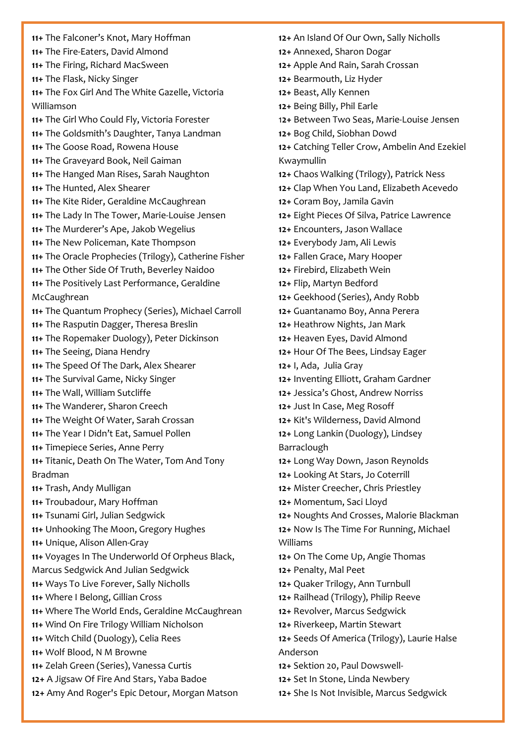**11+** The Falconer's Knot, Mary Hoffman
**11+** The Fire-Eaters, David Almond
**11+** The Firing, Richard MacSween
**11+** The Flask, Nicky Singer
**11+** The Fox Girl And The White Gazelle, Victoria Williamson
**11+** The Girl Who Could Fly, Victoria Forester
**11+** The Goldsmith's Daughter, Tanya Landman
**11+** The Goose Road, Rowena House
**11+** The Graveyard Book, Neil Gaiman
**11+** The Hanged Man Rises, Sarah Naughton
**11+** The Hunted, Alex Shearer
**11+** The Kite Rider, Geraldine McCaughrean
**11+** The Lady In The Tower, Marie-Louise Jensen
**11+** The Murderer's Ape, Jakob Wegelius
**11+** The New Policeman, Kate Thompson
**11+** The Oracle Prophecies (Trilogy), Catherine Fisher
**11+** The Other Side Of Truth, Beverley Naidoo
**11+** The Positively Last Performance, Geraldine McCaughrean
**11+** The Quantum Prophecy (Series), Michael Carroll
**11+** The Rasputin Dagger, Theresa Breslin
**11+** The Ropemaker Duology), Peter Dickinson
**11+** The Seeing, Diana Hendry
**11+** The Speed Of The Dark, Alex Shearer
**11+** The Survival Game, Nicky Singer
**11+** The Wall, William Sutcliffe
**11+** The Wanderer, Sharon Creech
**11+** The Weight Of Water, Sarah Crossan
**11+** The Year I Didn't Eat, Samuel Pollen
**11+** Timepiece Series, Anne Perry
**11+** Titanic, Death On The Water, Tom And Tony Bradman
**11+** Trash, Andy Mulligan
**11+** Troubadour, Mary Hoffman
**11+** Tsunami Girl, Julian Sedgwick
**11+** Unhooking The Moon, Gregory Hughes
**11+** Unique, Alison Allen-Gray
**11+** Voyages In The Underworld Of Orpheus Black, Marcus Sedgwick And Julian Sedgwick
**11+** Ways To Live Forever, Sally Nicholls
**11+** Where I Belong, Gillian Cross
**11+** Where The World Ends, Geraldine McCaughrean
**11+** Wind On Fire Trilogy William Nicholson
**11+** Witch Child (Duology), Celia Rees
**11+** Wolf Blood, N M Browne
**11+** Zelah Green (Series), Vanessa Curtis
**12+** A Jigsaw Of Fire And Stars, Yaba Badoe
**12+** Amy And Roger's Epic Detour, Morgan Matson
**12+** An Island Of Our Own, Sally Nicholls
**12+** Annexed, Sharon Dogar
**12+** Apple And Rain, Sarah Crossan
**12+** Bearmouth, Liz Hyder
**12+** Beast, Ally Kennen
**12+** Being Billy, Phil Earle
**12+** Between Two Seas, Marie-Louise Jensen
**12+** Bog Child, Siobhan Dowd
**12+** Catching Teller Crow, Ambelin And Ezekiel Kwaymullin
**12+** Chaos Walking (Trilogy), Patrick Ness
**12+** Clap When You Land, Elizabeth Acevedo
**12+** Coram Boy, Jamila Gavin
**12+** Eight Pieces Of Silva, Patrice Lawrence
**12+** Encounters, Jason Wallace
**12+** Everybody Jam, Ali Lewis
**12+** Fallen Grace, Mary Hooper
**12+** Firebird, Elizabeth Wein
**12+** Flip, Martyn Bedford
**12+** Geekhood (Series), Andy Robb
**12+** Guantanamo Boy, Anna Perera
**12+** Heathrow Nights, Jan Mark
**12+** Heaven Eyes, David Almond
**12+** Hour Of The Bees, Lindsay Eager
**12+** I, Ada, Julia Gray
**12+** Inventing Elliott, Graham Gardner
**12+** Jessica's Ghost, Andrew Norriss
**12+** Just In Case, Meg Rosoff
**12+** Kit's Wilderness, David Almond
**12+** Long Lankin (Duology), Lindsey Barraclough
**12+** Long Way Down, Jason Reynolds
**12+** Looking At Stars, Jo Coterrill
**12+** Mister Creecher, Chris Priestley
**12+** Momentum, Saci Lloyd
**12+** Noughts And Crosses, Malorie Blackman
**12+** Now Is The Time For Running, Michael Williams
**12+** On The Come Up, Angie Thomas
**12+** Penalty, Mal Peet
**12+** Quaker Trilogy, Ann Turnbull
**12+** Railhead (Trilogy), Philip Reeve
**12+** Revolver, Marcus Sedgwick
**12+** Riverkeep, Martin Stewart
**12+** Seeds Of America (Trilogy), Laurie Halse Anderson
**12+** Sektion 20, Paul Dowswell-
**12+** Set In Stone, Linda Newbery
**12+** She Is Not Invisible, Marcus Sedgwick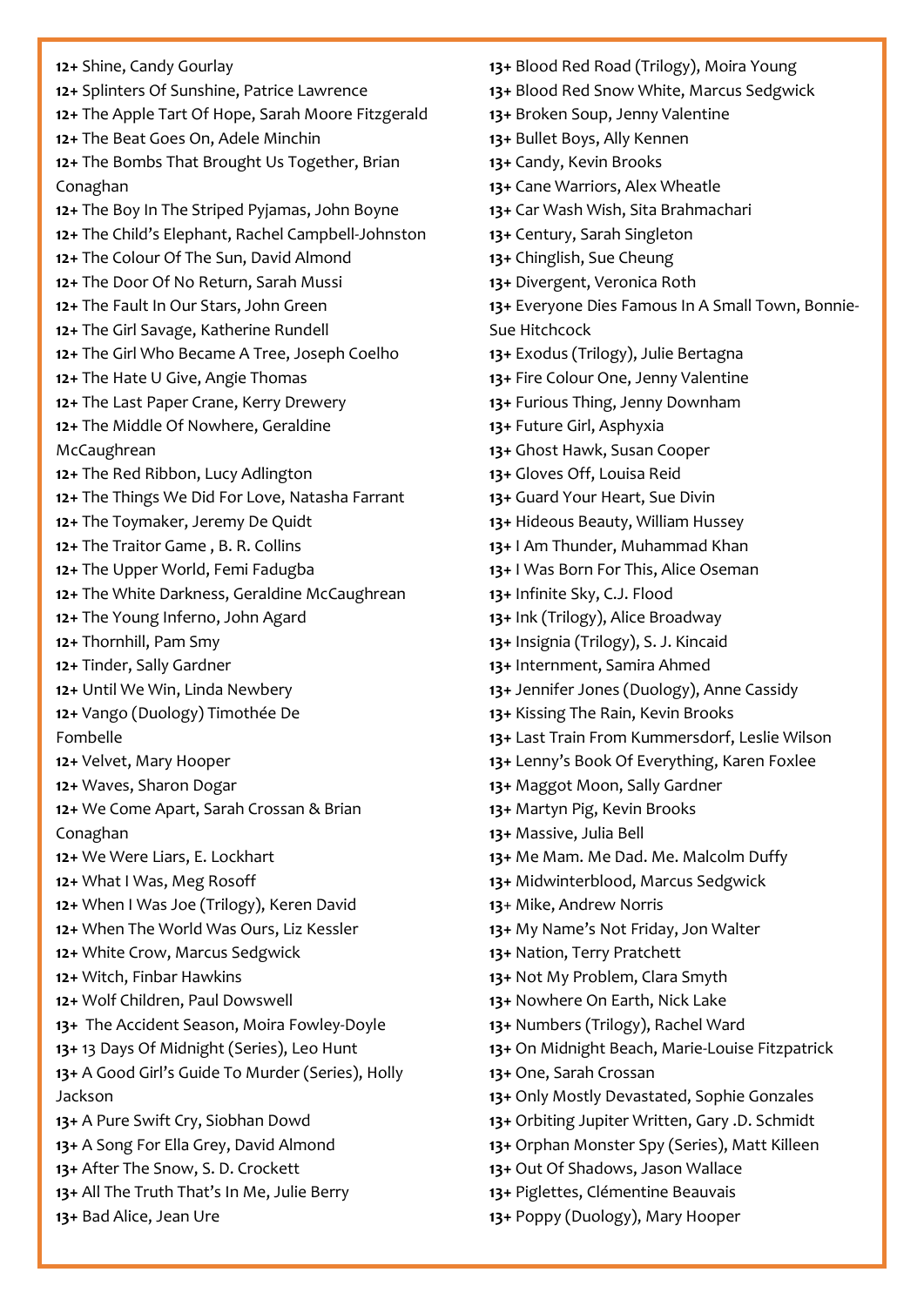**12+** Shine, Candy Gourlay
**12+** Splinters Of Sunshine, Patrice Lawrence
**12+** The Apple Tart Of Hope, Sarah Moore Fitzgerald
**12+** The Beat Goes On, Adele Minchin
**12+** The Bombs That Brought Us Together, Brian Conaghan
**12+** The Boy In The Striped Pyjamas, John Boyne
**12+** The Child's Elephant, Rachel Campbell-Johnston
**12+** The Colour Of The Sun, David Almond
**12+** The Door Of No Return, Sarah Mussi
**12+** The Fault In Our Stars, John Green
**12+** The Girl Savage, Katherine Rundell
**12+** The Girl Who Became A Tree, Joseph Coelho
**12+** The Hate U Give, Angie Thomas
**12+** The Last Paper Crane, Kerry Drewery
**12+** The Middle Of Nowhere, Geraldine McCaughrean
**12+** The Red Ribbon, Lucy Adlington
**12+** The Things We Did For Love, Natasha Farrant
**12+** The Toymaker, Jeremy De Quidt
**12+** The Traitor Game , B. R. Collins
**12+** The Upper World, Femi Fadugba
**12+** The White Darkness, Geraldine McCaughrean
**12+** The Young Inferno, John Agard
**12+** Thornhill, Pam Smy
**12+** Tinder, Sally Gardner
**12+** Until We Win, Linda Newbery
**12+** Vango (Duology) Timothée De Fombelle
**12+** Velvet, Mary Hooper
**12+** Waves, Sharon Dogar
**12+** We Come Apart, Sarah Crossan & Brian Conaghan
**12+** We Were Liars, E. Lockhart
**12+** What I Was, Meg Rosoff
**12+** When I Was Joe (Trilogy), Keren David
**12+** When The World Was Ours, Liz Kessler
**12+** White Crow, Marcus Sedgwick
**12+** Witch, Finbar Hawkins
**12+** Wolf Children, Paul Dowswell
**13+** The Accident Season, Moira Fowley-Doyle
**13+** 13 Days Of Midnight (Series), Leo Hunt
**13+** A Good Girl's Guide To Murder (Series), Holly Jackson
**13+** A Pure Swift Cry, Siobhan Dowd
**13+** A Song For Ella Grey, David Almond
**13+** After The Snow, S. D. Crockett
**13+** All The Truth That's In Me, Julie Berry
**13+** Bad Alice, Jean Ure
**13+** Blood Red Road (Trilogy), Moira Young
**13+** Blood Red Snow White, Marcus Sedgwick
**13+** Broken Soup, Jenny Valentine
**13+** Bullet Boys, Ally Kennen
**13+** Candy, Kevin Brooks
**13+** Cane Warriors, Alex Wheatle
**13+** Car Wash Wish, Sita Brahmachari
**13+** Century, Sarah Singleton
**13+** Chinglish, Sue Cheung
**13+** Divergent, Veronica Roth
**13+** Everyone Dies Famous In A Small Town, Bonnie-Sue Hitchcock
**13+** Exodus (Trilogy), Julie Bertagna
**13+** Fire Colour One, Jenny Valentine
**13+** Furious Thing, Jenny Downham
**13+** Future Girl, Asphyxia
**13+** Ghost Hawk, Susan Cooper
**13+** Gloves Off, Louisa Reid
**13+** Guard Your Heart, Sue Divin
**13+** Hideous Beauty, William Hussey
**13+** I Am Thunder, Muhammad Khan
**13+** I Was Born For This, Alice Oseman
**13+** Infinite Sky, C.J. Flood
**13+** Ink (Trilogy), Alice Broadway
**13+** Insignia (Trilogy), S. J. Kincaid
**13+** Internment, Samira Ahmed
**13+** Jennifer Jones (Duology), Anne Cassidy
**13+** Kissing The Rain, Kevin Brooks
**13+** Last Train From Kummersdorf, Leslie Wilson
**13+** Lenny's Book Of Everything, Karen Foxlee
**13+** Maggot Moon, Sally Gardner
**13+** Martyn Pig, Kevin Brooks
**13+** Massive, Julia Bell
**13+** Me Mam. Me Dad. Me. Malcolm Duffy
**13+** Midwinterblood, Marcus Sedgwick
**13**+ Mike, Andrew Norris
**13+** My Name's Not Friday, Jon Walter
**13+** Nation, Terry Pratchett
**13+** Not My Problem, Clara Smyth
**13+** Nowhere On Earth, Nick Lake
**13+** Numbers (Trilogy), Rachel Ward
**13+** On Midnight Beach, Marie-Louise Fitzpatrick
**13+** One, Sarah Crossan
**13+** Only Mostly Devastated, Sophie Gonzales
**13+** Orbiting Jupiter Written, Gary .D. Schmidt
**13+** Orphan Monster Spy (Series), Matt Killeen
**13+** Out Of Shadows, Jason Wallace
**13+** Piglettes, Clémentine Beauvais
**13+** Poppy (Duology), Mary Hooper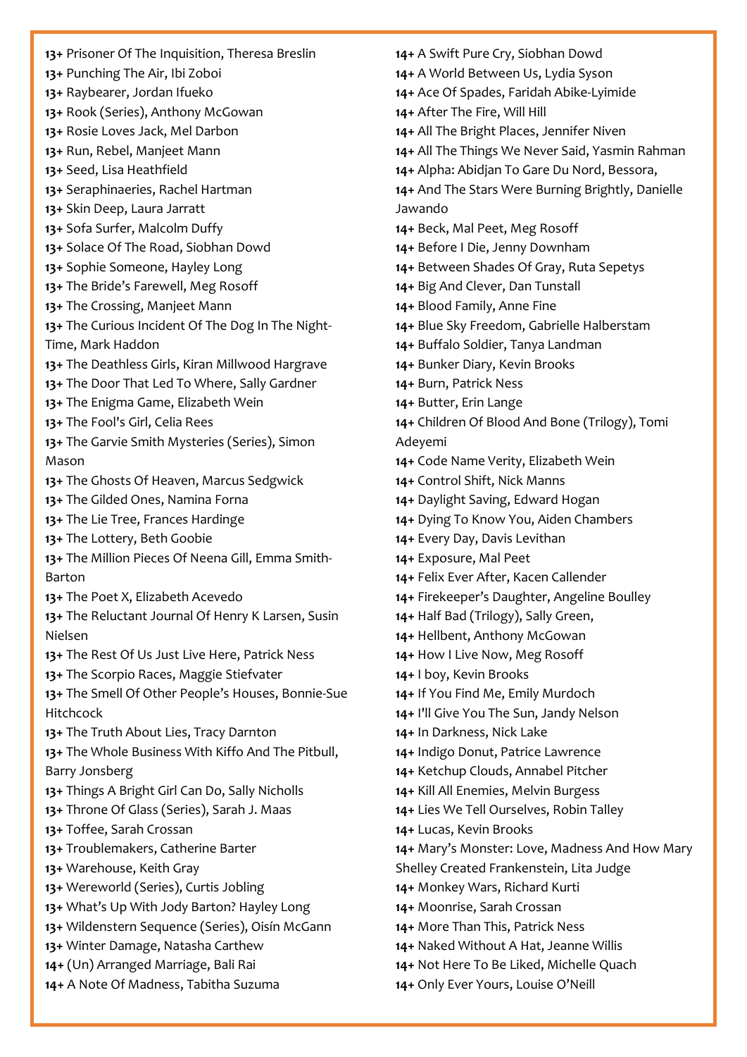**13+** Prisoner Of The Inquisition, Theresa Breslin
**13+** Punching The Air, Ibi Zoboi
**13+** Raybearer, Jordan Ifueko
**13+** Rook (Series), Anthony McGowan
**13+** Rosie Loves Jack, Mel Darbon
**13+** Run, Rebel, Manjeet Mann
**13+** Seed, Lisa Heathfield
**13+** Seraphinaeries, Rachel Hartman
**13+** Skin Deep, Laura Jarratt
**13+** Sofa Surfer, Malcolm Duffy
**13+** Solace Of The Road, Siobhan Dowd
**13+** Sophie Someone, Hayley Long
**13+** The Bride's Farewell, Meg Rosoff
**13+** The Crossing, Manjeet Mann
**13+** The Curious Incident Of The Dog In The Night-Time, Mark Haddon
**13+** The Deathless Girls, Kiran Millwood Hargrave
**13+** The Door That Led To Where, Sally Gardner
**13+** The Enigma Game, Elizabeth Wein
**13+** The Fool's Girl, Celia Rees
**13+** The Garvie Smith Mysteries (Series), Simon Mason
**13+** The Ghosts Of Heaven, Marcus Sedgwick
**13+** The Gilded Ones, Namina Forna
**13+** The Lie Tree, Frances Hardinge
**13+** The Lottery, Beth Goobie
**13+** The Million Pieces Of Neena Gill, Emma Smith-Barton
**13+** The Poet X, Elizabeth Acevedo
**13+** The Reluctant Journal Of Henry K Larsen, Susin Nielsen
**13+** The Rest Of Us Just Live Here, Patrick Ness
**13+** The Scorpio Races, Maggie Stiefvater
**13+** The Smell Of Other People's Houses, Bonnie-Sue Hitchcock
**13+** The Truth About Lies, Tracy Darnton
**13+** The Whole Business With Kiffo And The Pitbull, Barry Jonsberg
**13+** Things A Bright Girl Can Do, Sally Nicholls
**13+** Throne Of Glass (Series), Sarah J. Maas
**13+** Toffee, Sarah Crossan
**13+** Troublemakers, Catherine Barter
**13+** Warehouse, Keith Gray
**13+** Wereworld (Series), Curtis Jobling
**13+** What's Up With Jody Barton? Hayley Long
**13+** Wildenstern Sequence (Series), Oisín McGann
**13+** Winter Damage, Natasha Carthew
**14+** (Un) Arranged Marriage, Bali Rai
**14+** A Note Of Madness, Tabitha Suzuma
**14+** A Swift Pure Cry, Siobhan Dowd
**14+** A World Between Us, Lydia Syson
**14+** Ace Of Spades, Faridah Abike-Lyimide
**14+** After The Fire, Will Hill
**14+** All The Bright Places, Jennifer Niven
**14+** All The Things We Never Said, Yasmin Rahman
**14+** Alpha: Abidjan To Gare Du Nord, Bessora,
**14+** And The Stars Were Burning Brightly, Danielle Jawando
**14+** Beck, Mal Peet, Meg Rosoff
**14+** Before I Die, Jenny Downham
**14+** Between Shades Of Gray, Ruta Sepetys
**14+** Big And Clever, Dan Tunstall
**14+** Blood Family, Anne Fine
**14+** Blue Sky Freedom, Gabrielle Halberstam
**14+** Buffalo Soldier, Tanya Landman
**14+** Bunker Diary, Kevin Brooks
**14+** Burn, Patrick Ness
**14+** Butter, Erin Lange
**14+** Children Of Blood And Bone (Trilogy), Tomi Adeyemi
**14+** Code Name Verity, Elizabeth Wein
**14+** Control Shift, Nick Manns
**14+** Daylight Saving, Edward Hogan
**14+** Dying To Know You, Aiden Chambers
**14+** Every Day, Davis Levithan
**14+** Exposure, Mal Peet
**14+** Felix Ever After, Kacen Callender
**14+** Firekeeper's Daughter, Angeline Boulley
**14+** Half Bad (Trilogy), Sally Green,
**14+** Hellbent, Anthony McGowan
**14+** How I Live Now, Meg Rosoff
**14+** I boy, Kevin Brooks
**14+** If You Find Me, Emily Murdoch
**14+** I'll Give You The Sun, Jandy Nelson
**14+** In Darkness, Nick Lake
**14+** Indigo Donut, Patrice Lawrence
**14+** Ketchup Clouds, Annabel Pitcher
**14+** Kill All Enemies, Melvin Burgess
**14+** Lies We Tell Ourselves, Robin Talley
**14+** Lucas, Kevin Brooks
**14+** Mary's Monster: Love, Madness And How Mary Shelley Created Frankenstein, Lita Judge
**14+** Monkey Wars, Richard Kurti
**14+** Moonrise, Sarah Crossan
**14+** More Than This, Patrick Ness
**14+** Naked Without A Hat, Jeanne Willis
**14+** Not Here To Be Liked, Michelle Quach
**14+** Only Ever Yours, Louise O'Neill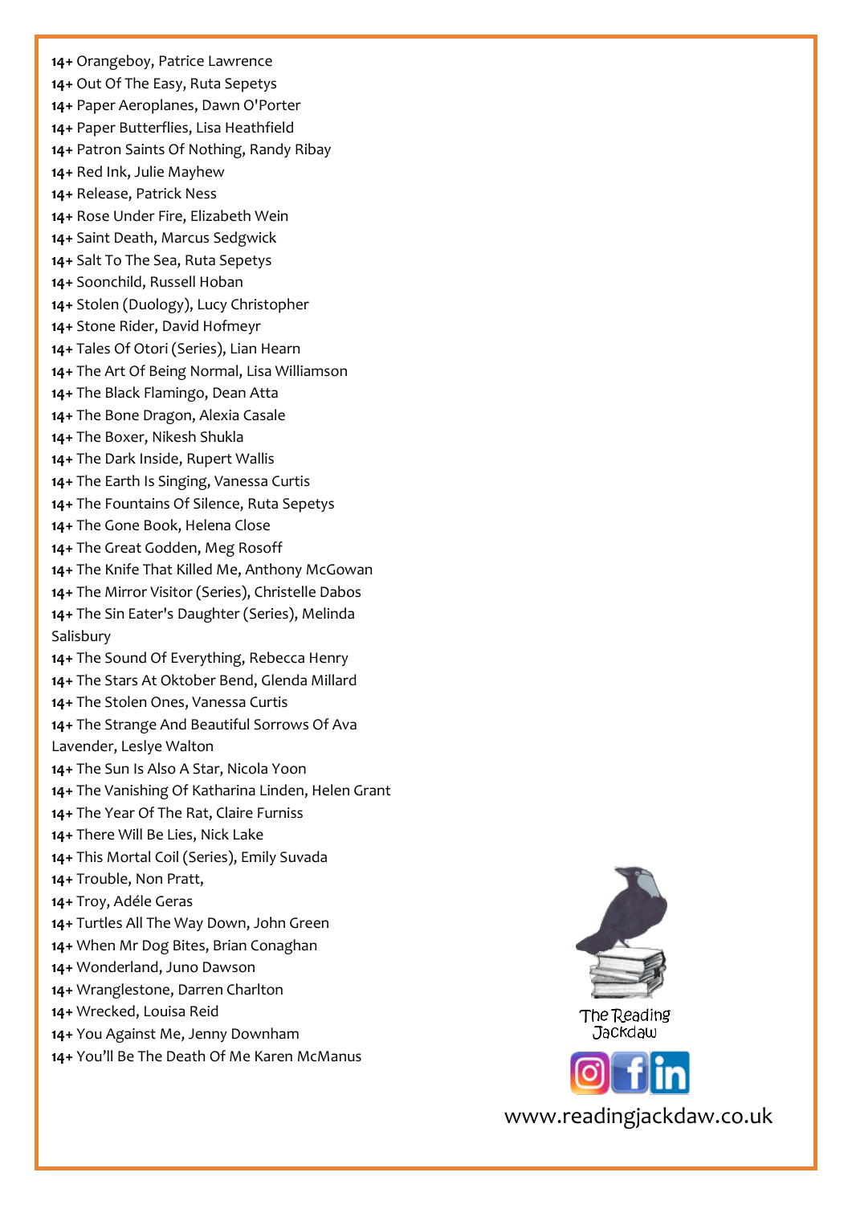**14+** Orangeboy, Patrice Lawrence
**14+** Out Of The Easy, Ruta Sepetys
**14+** Paper Aeroplanes, Dawn O'Porter
**14+** Paper Butterflies, Lisa Heathfield
**14+** Patron Saints Of Nothing, Randy Ribay
**14+** Red Ink, Julie Mayhew
**14+** Release, Patrick Ness
**14+** Rose Under Fire, Elizabeth Wein
**14+** Saint Death, Marcus Sedgwick
**14+** Salt To The Sea, Ruta Sepetys
**14+** Soonchild, Russell Hoban
**14+** Stolen (Duology), Lucy Christopher
**14+** Stone Rider, David Hofmeyr
**14+** Tales Of Otori (Series), Lian Hearn
**14+** The Art Of Being Normal, Lisa Williamson
**14+** The Black Flamingo, Dean Atta
**14+** The Bone Dragon, Alexia Casale
**14+** The Boxer, Nikesh Shukla
**14+** The Dark Inside, Rupert Wallis
**14+** The Earth Is Singing, Vanessa Curtis
**14+** The Fountains Of Silence, Ruta Sepetys
**14+** The Gone Book, Helena Close
**14+** The Great Godden, Meg Rosoff
**14+** The Knife That Killed Me, Anthony McGowan
**14+** The Mirror Visitor (Series), Christelle Dabos
**14+** The Sin Eater's Daughter (Series), Melinda Salisbury
**14+** The Sound Of Everything, Rebecca Henry
**14+** The Stars At Oktober Bend, Glenda Millard
**14+** The Stolen Ones, Vanessa Curtis
**14+** The Strange And Beautiful Sorrows Of Ava Lavender, Leslye Walton
**14+** The Sun Is Also A Star, Nicola Yoon
**14+** The Vanishing Of Katharina Linden, Helen Grant
**14+** The Year Of The Rat, Claire Furniss
**14+** There Will Be Lies, Nick Lake
**14+** This Mortal Coil (Series), Emily Suvada
**14+** Trouble, Non Pratt,
**14+** Troy, Adéle Geras
**14+** Turtles All The Way Down, John Green
**14+** When Mr Dog Bites, Brian Conaghan
**14+** Wonderland, Juno Dawson
**14+** Wranglestone, Darren Charlton
**14+** Wrecked, Louisa Reid
**14+** You Against Me, Jenny Downham
**14+** You'll Be The Death Of Me Karen McManus

The Reading Jackdaw

www.readingjackdaw.co.uk